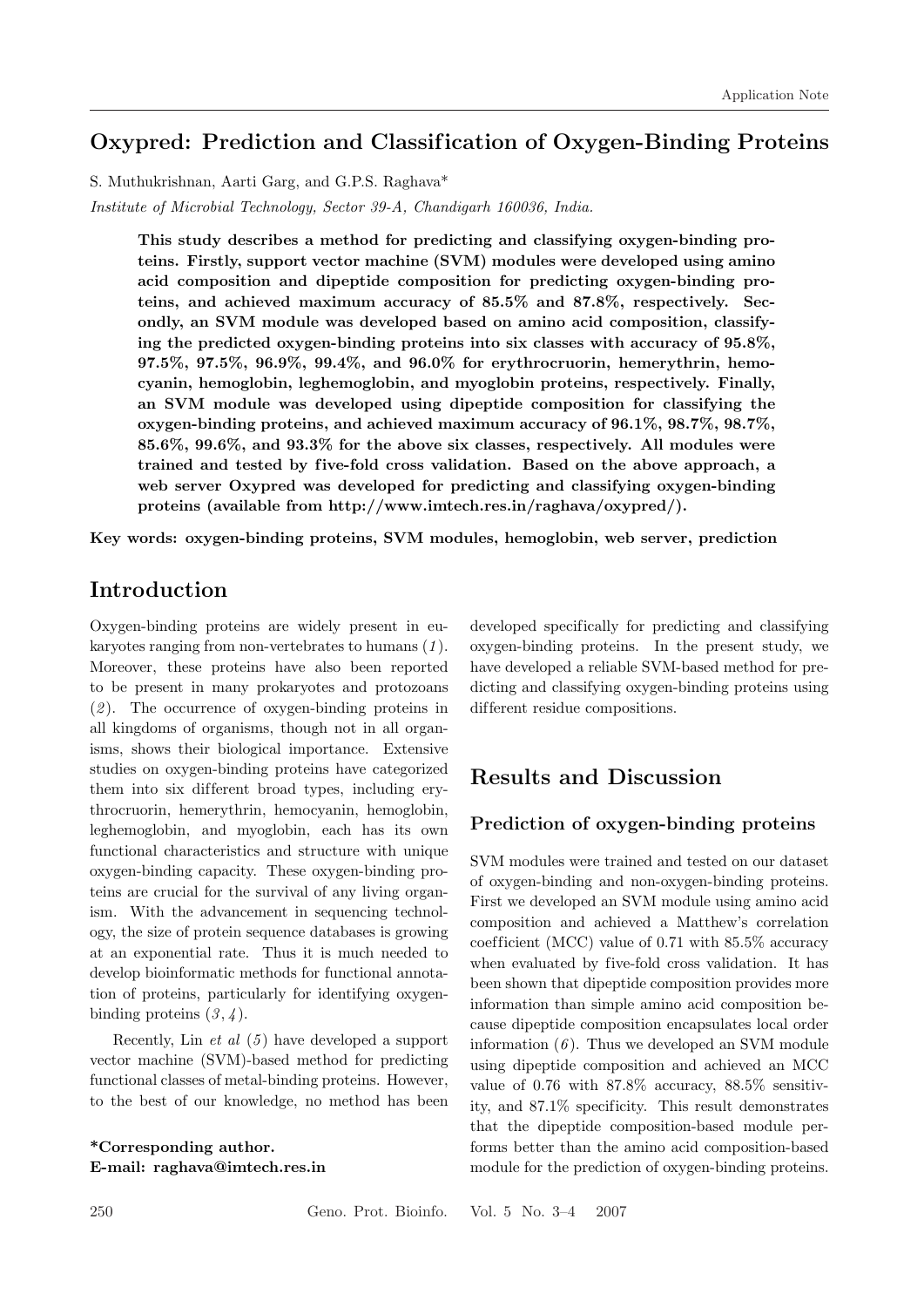# Oxypred: Prediction and Classification of Oxygen-Binding Proteins

S. Muthukrishnan, Aarti Garg, and G.P.S. Raghava*

*Institute of Microbial Technology, Sector 39-A, Chandigarh 160036, India.*

**This study describes a method for predicting and classifying oxygen-binding proteins. Firstly, support vector machine (SVM) modules were developed using amino acid composition and dipeptide composition for predicting oxygen-binding proteins, and achieved maximum accuracy of 85.5% and 87.8%, respectively. Secondly, an SVM module was developed based on amino acid composition, classifying the predicted oxygen-binding proteins into six classes with accuracy of 95.8%, 97.5%, 97.5%, 96.9%, 99.4%, and 96.0% for erythrocruorin, hemerythrin, hemocyanin, hemoglobin, leghemoglobin, and myoglobin proteins, respectively. Finally, an SVM module was developed using dipeptide composition for classifying the oxygen-binding proteins, and achieved maximum accuracy of 96.1%, 98.7%, 98.7%, 85.6%, 99.6%, and 93.3% for the above six classes, respectively. All modules were trained and tested by five-fold cross validation. Based on the above approach, a web server Oxypred was developed for predicting and classifying oxygen-binding proteins (available from http://www.imtech.res.in/raghava/oxypred/).**

**Key words: oxygen-binding proteins, SVM modules, hemoglobin, web server, prediction**

## Introduction

Oxygen-binding proteins are widely present in eukaryotes ranging from non-vertebrates to humans (*1*). Moreover, these proteins have also been reported to be present in many prokaryotes and protozoans (*2*). The occurrence of oxygen-binding proteins in all kingdoms of organisms, though not in all organisms, shows their biological importance. Extensive studies on oxygen-binding proteins have categorized them into six different broad types, including erythrocruorin, hemerythrin, hemocyanin, hemoglobin, leghemoglobin, and myoglobin, each has its own functional characteristics and structure with unique oxygen-binding capacity. These oxygen-binding proteins are crucial for the survival of any living organism. With the advancement in sequencing technology, the size of protein sequence databases is growing at an exponential rate. Thus it is much needed to develop bioinformatic methods for functional annotation of proteins, particularly for identifying oxygen-binding proteins (*3*, *4*).

Recently, Lin *et al* (*5*) have developed a support vector machine (SVM)-based method for predicting functional classes of metal-binding proteins. However, to the best of our knowledge, no method has been developed specifically for predicting and classifying oxygen-binding proteins. In the present study, we have developed a reliable SVM-based method for predicting and classifying oxygen-binding proteins using different residue compositions.

**\*Corresponding author.**
**E-mail: raghava@imtech.res.in**

## Results and Discussion

### Prediction of oxygen-binding proteins

SVM modules were trained and tested on our dataset of oxygen-binding and non-oxygen-binding proteins. First we developed an SVM module using amino acid composition and achieved a Matthew's correlation coefficient (MCC) value of 0.71 with 85.5% accuracy when evaluated by five-fold cross validation. It has been shown that dipeptide composition provides more information than simple amino acid composition because dipeptide composition encapsulates local order information (*6*). Thus we developed an SVM module using dipeptide composition and achieved an MCC value of 0.76 with 87.8% accuracy, 88.5% sensitivity, and 87.1% specificity. This result demonstrates that the dipeptide composition-based module performs better than the amino acid composition-based module for the prediction of oxygen-binding proteins.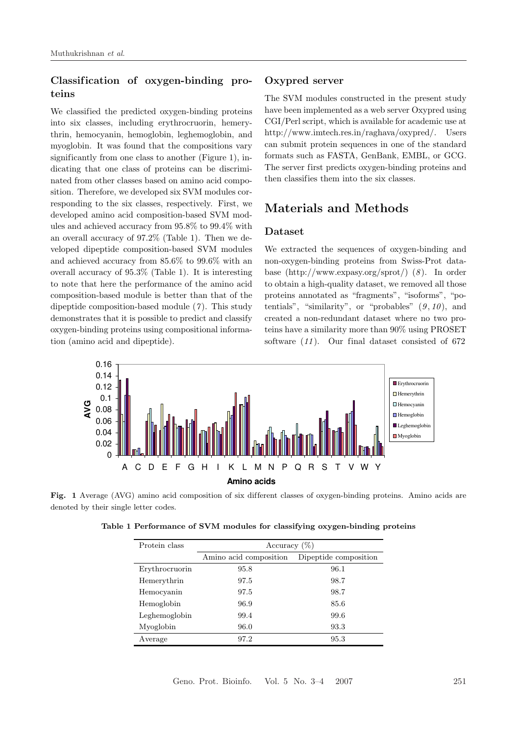## Classification of oxygen-binding proteins

We classified the predicted oxygen-binding proteins into six classes, including erythrocruorin, hemerythrin, hemocyanin, hemoglobin, leghemoglobin, and myoglobin. It was found that the compositions vary significantly from one class to another (Figure 1), indicating that one class of proteins can be discriminated from other classes based on amino acid composition. Therefore, we developed six SVM modules corresponding to the six classes, respectively. First, we developed amino acid composition-based SVM modules and achieved accuracy from 95.8% to 99.4% with an overall accuracy of 97.2% (Table 1). Then we developed dipeptide composition-based SVM modules and achieved accuracy from 85.6% to 99.6% with an overall accuracy of 95.3% (Table 1). It is interesting to note that here the performance of the amino acid composition-based module is better than that of the dipeptide composition-based module (*7*). This study demonstrates that it is possible to predict and classify oxygen-binding proteins using compositional information (amino acid and dipeptide).

## Oxypred server

The SVM modules constructed in the present study have been implemented as a web server Oxypred using CGI/Perl script, which is available for academic use at http://www.imtech.res.in/raghava/oxypred/. Users can submit protein sequences in one of the standard formats such as FASTA, GenBank, EMBL, or GCG. The server first predicts oxygen-binding proteins and then classifies them into the six classes.

# Materials and Methods

## Dataset

We extracted the sequences of oxygen-binding and non-oxygen-binding proteins from Swiss-Prot database (http://www.expasy.org/sprot/) (*8*). In order to obtain a high-quality dataset, we removed all those proteins annotated as "fragments", "isoforms", "potentials", "similarity", or "probables" (*9*, *10*), and created a non-redundant dataset where no two proteins have a similarity more than 90% using PROSET software (*11*). Our final dataset consisted of 672

**Fig. 1** Average (AVG) amino acid composition of six different classes of oxygen-binding proteins. Amino acids are denoted by their single letter codes.

**Table 1 Performance of SVM modules for classifying oxygen-binding proteins**

| Protein class | Accuracy (%) | |
|---|---|---|
| | Amino acid composition | Dipeptide composition |
| Erythrocruorin | 95.8 | 96.1 |
| Hemerythrin | 97.5 | 98.7 |
| Hemocyanin | 97.5 | 98.7 |
| Hemoglobin | 96.9 | 85.6 |
| Leghemoglobin | 99.4 | 99.6 |
| Myoglobin | 96.0 | 93.3 |
| Average | 97.2 | 95.3 |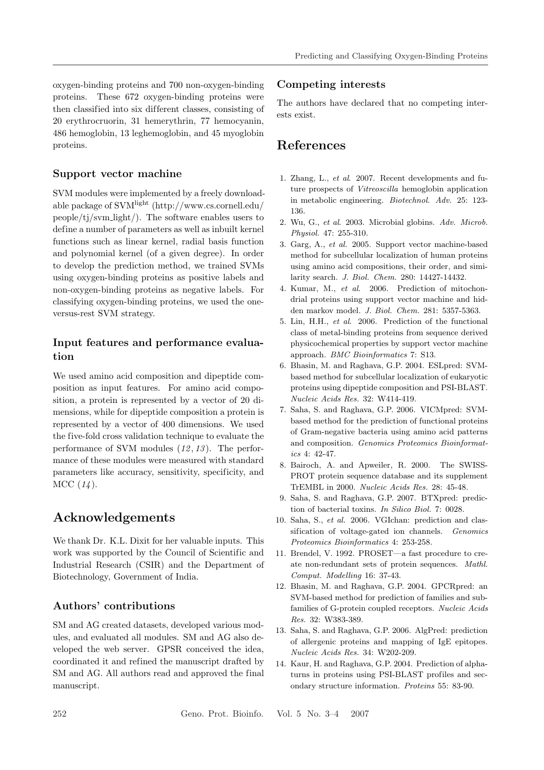oxygen-binding proteins and 700 non-oxygen-binding proteins. These 672 oxygen-binding proteins were then classified into six different classes, consisting of 20 erythrocruorin, 31 hemerythrin, 77 hemocyanin, 486 hemoglobin, 13 leghemoglobin, and 45 myoglobin proteins.

### Support vector machine

SVM modules were implemented by a freely downloadable package of SVM$^{light}$ (http://www.cs.cornell.edu/people/tj/svm_light/). The software enables users to define a number of parameters as well as inbuilt kernel functions such as linear kernel, radial basis function and polynomial kernel (of a given degree). In order to develop the prediction method, we trained SVMs using oxygen-binding proteins as positive labels and non-oxygen-binding proteins as negative labels. For classifying oxygen-binding proteins, we used the one-versus-rest SVM strategy.

### Input features and performance evaluation

We used amino acid composition and dipeptide composition as input features. For amino acid composition, a protein is represented by a vector of 20 dimensions, while for dipeptide composition a protein is represented by a vector of 400 dimensions. We used the five-fold cross validation technique to evaluate the performance of SVM modules (*12*, *13*). The performance of these modules were measured with standard parameters like accuracy, sensitivity, specificity, and MCC (*14*).

## Acknowledgements

We thank Dr. K.L. Dixit for her valuable inputs. This work was supported by the Council of Scientific and Industrial Research (CSIR) and the Department of Biotechnology, Government of India.

### Authors' contributions

SM and AG created datasets, developed various modules, and evaluated all modules. SM and AG also developed the web server. GPSR conceived the idea, coordinated it and refined the manuscript drafted by SM and AG. All authors read and approved the final manuscript.

### Competing interests

The authors have declared that no competing interests exist.

## References

1. Zhang, L., *et al*. 2007. Recent developments and future prospects of *Vitreoscilla* hemoglobin application in metabolic engineering. *Biotechnol. Adv.* 25: 123-136.
2. Wu, G., *et al*. 2003. Microbial globins. *Adv. Microb. Physiol.* 47: 255-310.
3. Garg, A., *et al.* 2005. Support vector machine-based method for subcellular localization of human proteins using amino acid compositions, their order, and similarity search. *J. Biol. Chem.* 280: 14427-14432.
4. Kumar, M., *et al.* 2006. Prediction of mitochondrial proteins using support vector machine and hidden markov model. *J. Biol. Chem.* 281: 5357-5363.
5. Lin, H.H., *et al*. 2006. Prediction of the functional class of metal-binding proteins from sequence derived physicochemical properties by support vector machine approach. *BMC Bioinformatics* 7: S13.
6. Bhasin, M. and Raghava, G.P. 2004. ESLpred: SVM-based method for subcellular localization of eukaryotic proteins using dipeptide composition and PSI-BLAST. *Nucleic Acids Res.* 32: W414-419.
7. Saha, S. and Raghava, G.P. 2006. VICMpred: SVM-based method for the prediction of functional proteins of Gram-negative bacteria using amino acid patterns and composition. *Genomics Proteomics Bioinformatics* 4: 42-47.
8. Bairoch, A. and Apweiler, R. 2000. The SWISS-PROT protein sequence database and its supplement TrEMBL in 2000. *Nucleic Acids Res.* 28: 45-48.
9. Saha, S. and Raghava, G.P. 2007. BTXpred: prediction of bacterial toxins. *In Silico Biol.* 7: 0028.
10. Saha, S., *et al*. 2006. VGIchan: prediction and classification of voltage-gated ion channels. *Genomics Proteomics Bioinformatics* 4: 253-258.
11. Brendel, V. 1992. PROSET—a fast procedure to create non-redundant sets of protein sequences. *Mathl. Comput. Modelling* 16: 37-43.
12. Bhasin, M. and Raghava, G.P. 2004. GPCRpred: an SVM-based method for prediction of families and subfamilies of G-protein coupled receptors. *Nucleic Acids Res.* 32: W383-389.
13. Saha, S. and Raghava, G.P. 2006. AlgPred: prediction of allergenic proteins and mapping of IgE epitopes. *Nucleic Acids Res.* 34: W202-209.
14. Kaur, H. and Raghava, G.P. 2004. Prediction of alpha-turns in proteins using PSI-BLAST profiles and secondary structure information. *Proteins* 55: 83-90.